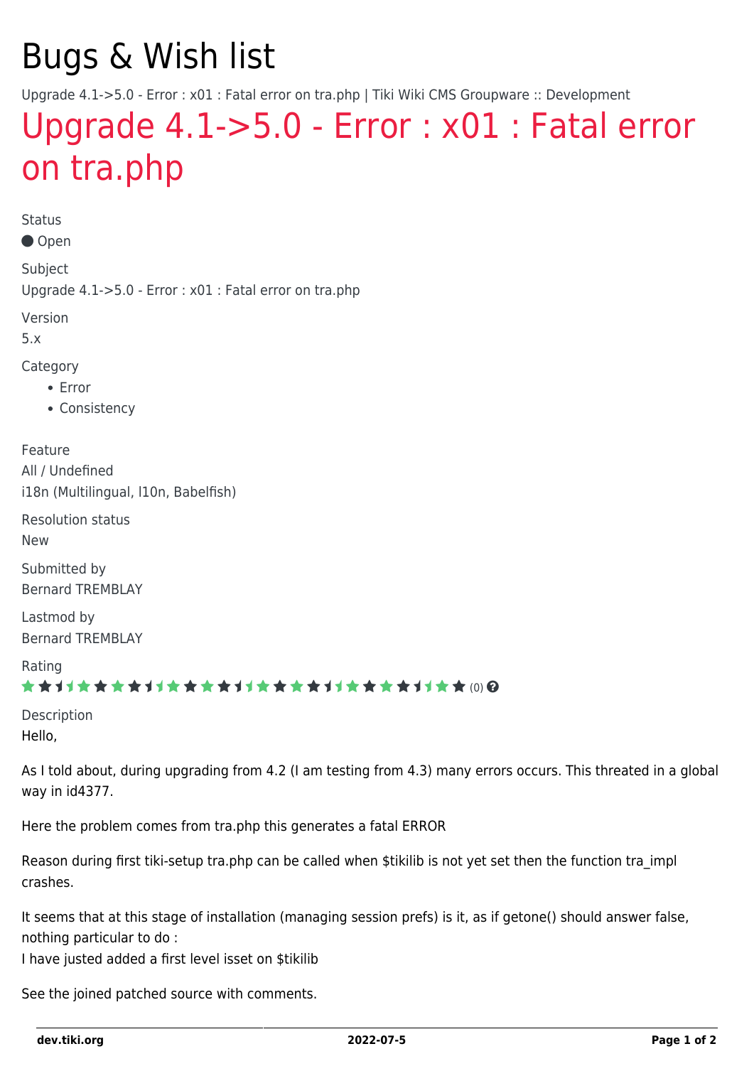# Bugs & Wish list

Upgrade 4.1->5.0 - Error : x01 : Fatal error on tra.php | Tiki Wiki CMS Groupware :: Development

## Upgrade 4.1->5.0 - Error : x01 : Fatal error on tra.php

Status

● Open

Subject

Upgrade 4.1->5.0 - Error : x01 : Fatal error on tra.php

Version

5.x

Category

- Error
- Consistency

Feature

All / Undefined

i18n (Multilingual, l10n, Babelfish)

Resolution status

New

Submitted by

Bernard TREMBLAY

Lastmod by

Bernard TREMBLAY

Rating

(0)

Description

Hello,

As I told about, during upgrading from 4.2 (I am testing from 4.3) many errors occurs. This threated in a global way in id4377.

Here the problem comes from tra.php this generates a fatal ERROR

Reason during first tiki-setup tra.php can be called when $tikilib is not yet set then the function tra_impl crashes.

It seems that at this stage of installation (managing session prefs) is it, as if getone() should answer false, nothing particular to do :
I have justed added a first level isset on $tikilib

See the joined patched source with comments.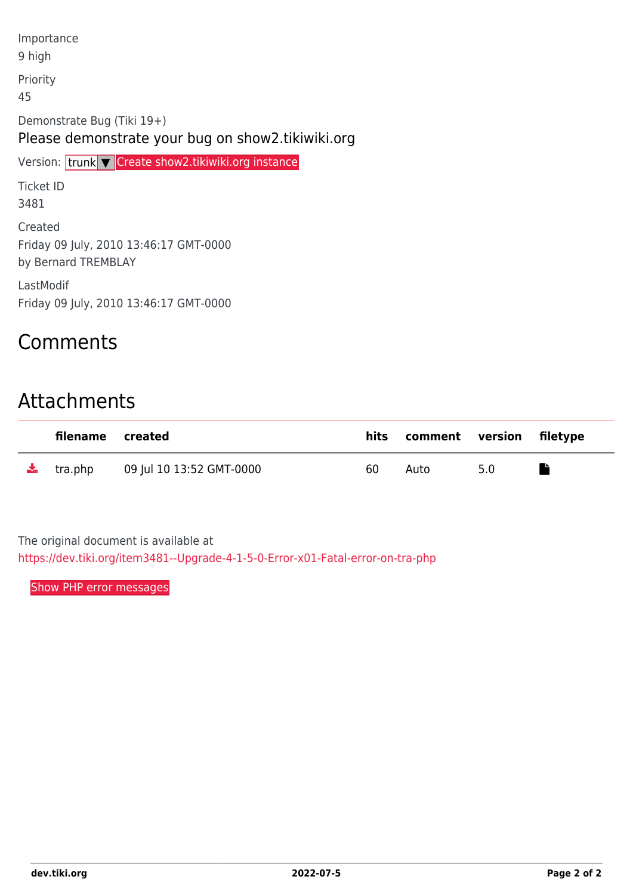Importance

9 high

Priority

45

Demonstrate Bug (Tiki 19+)

Please demonstrate your bug on show2.tikiwiki.org

Version: trunk ▼ Create show2.tikiwiki.org instance

Ticket ID

3481

Created

Friday 09 July, 2010 13:46:17 GMT-0000

by Bernard TREMBLAY

LastModif

Friday 09 July, 2010 13:46:17 GMT-0000

## Comments

## Attachments

| | filename | created | hits | comment | version | filetype |
|---|---|---|---|---|---|---|
| | tra.php | 09 Jul 10 13:52 GMT-0000 | 60 | Auto | 5.0 | |

The original document is available at

https://dev.tiki.org/item3481--Upgrade-4-1-5-0-Error-x01-Fatal-error-on-tra-php

Show PHP error messages